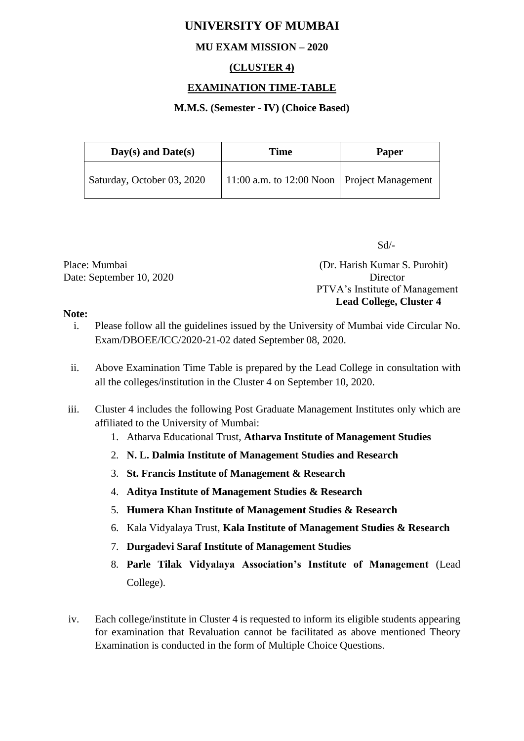# UNIVERSITY OF MUMBAI

## MU EXAM MISSION – 2020

## (CLUSTER 4)

## EXAMINATION TIME-TABLE

### M.M.S. (Semester - IV) (Choice Based)

| Day(s) and Date(s) | Time | Paper |
|---|---|---|
| Saturday, October 03, 2020 | 11:00 a.m. to 12:00 Noon | Project Management |

Sd/-

Place: Mumbai
Date: September 10, 2020

(Dr. Harish Kumar S. Purohit)
Director
PTVA's Institute of Management
**Lead College, Cluster 4**

**Note:**

i. Please follow all the guidelines issued by the University of Mumbai vide Circular No. Exam/DBOEE/ICC/2020-21-02 dated September 08, 2020.

ii. Above Examination Time Table is prepared by the Lead College in consultation with all the colleges/institution in the Cluster 4 on September 10, 2020.

iii. Cluster 4 includes the following Post Graduate Management Institutes only which are affiliated to the University of Mumbai:
   1. Atharva Educational Trust, **Atharva Institute of Management Studies**
   2. **N. L. Dalmia Institute of Management Studies and Research**
   3. **St. Francis Institute of Management & Research**
   4. **Aditya Institute of Management Studies & Research**
   5. **Humera Khan Institute of Management Studies & Research**
   6. Kala Vidyalaya Trust, **Kala Institute of Management Studies & Research**
   7. **Durgadevi Saraf Institute of Management Studies**
   8. **Parle Tilak Vidyalaya Association's Institute of Management** (Lead College).

iv. Each college/institute in Cluster 4 is requested to inform its eligible students appearing for examination that Revaluation cannot be facilitated as above mentioned Theory Examination is conducted in the form of Multiple Choice Questions.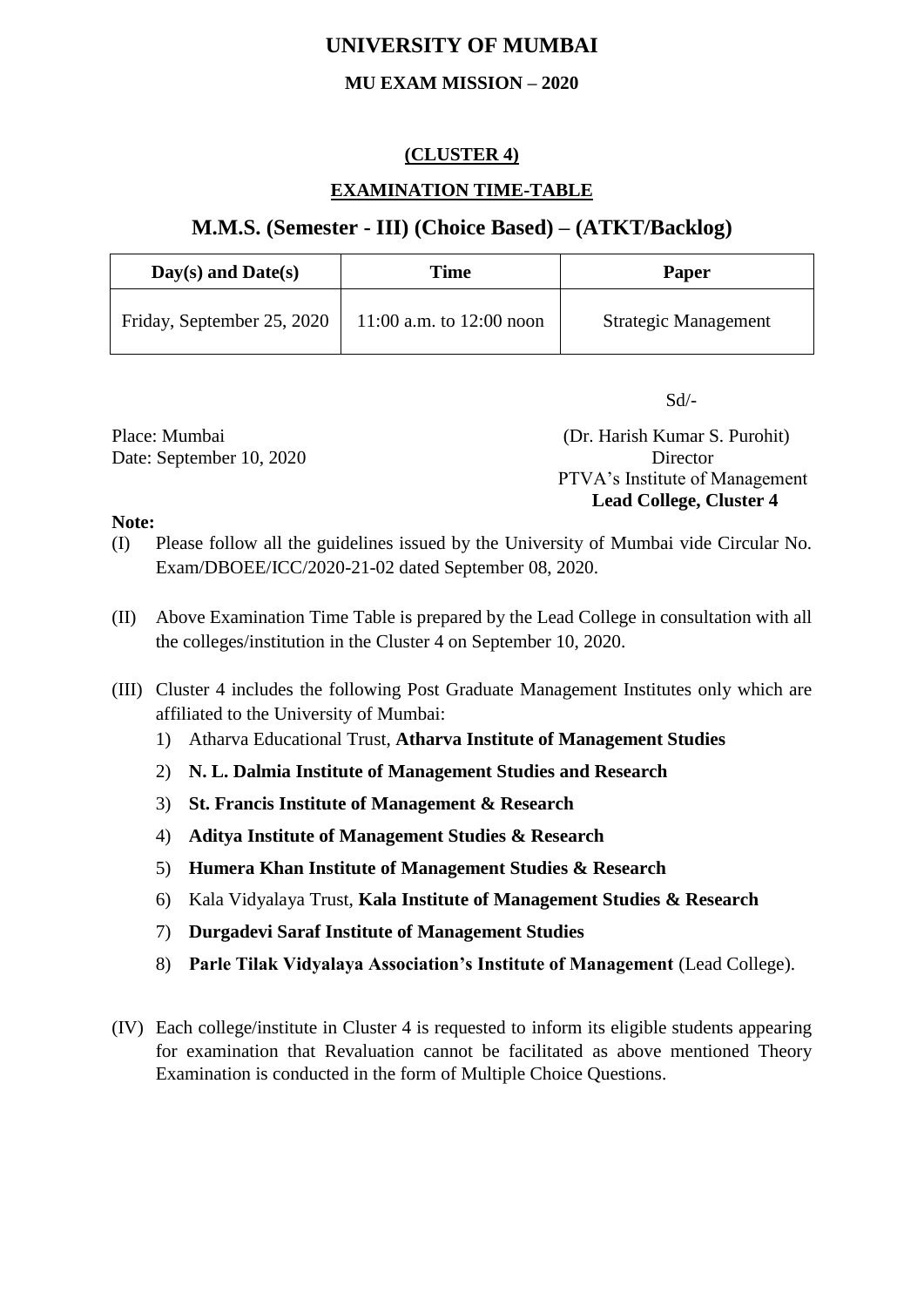# UNIVERSITY OF MUMBAI

**MU EXAM MISSION – 2020**

**(CLUSTER 4)**

**EXAMINATION TIME-TABLE**

## M.M.S. (Semester - III) (Choice Based) – (ATKT/Backlog)

| Day(s) and Date(s) | Time | Paper |
|---|---|---|
| Friday, September 25, 2020 | 11:00 a.m. to 12:00 noon | Strategic Management |

Sd/-

Place: Mumbai
Date: September 10, 2020

(Dr. Harish Kumar S. Purohit)
Director
PTVA's Institute of Management
**Lead College, Cluster 4**

**Note:**

(I) Please follow all the guidelines issued by the University of Mumbai vide Circular No. Exam/DBOEE/ICC/2020-21-02 dated September 08, 2020.

(II) Above Examination Time Table is prepared by the Lead College in consultation with all the colleges/institution in the Cluster 4 on September 10, 2020.

(III) Cluster 4 includes the following Post Graduate Management Institutes only which are affiliated to the University of Mumbai:

1) Atharva Educational Trust, **Atharva Institute of Management Studies**
2) **N. L. Dalmia Institute of Management Studies and Research**
3) **St. Francis Institute of Management & Research**
4) **Aditya Institute of Management Studies & Research**
5) **Humera Khan Institute of Management Studies & Research**
6) Kala Vidyalaya Trust, **Kala Institute of Management Studies & Research**
7) **Durgadevi Saraf Institute of Management Studies**
8) **Parle Tilak Vidyalaya Association's Institute of Management** (Lead College).

(IV) Each college/institute in Cluster 4 is requested to inform its eligible students appearing for examination that Revaluation cannot be facilitated as above mentioned Theory Examination is conducted in the form of Multiple Choice Questions.